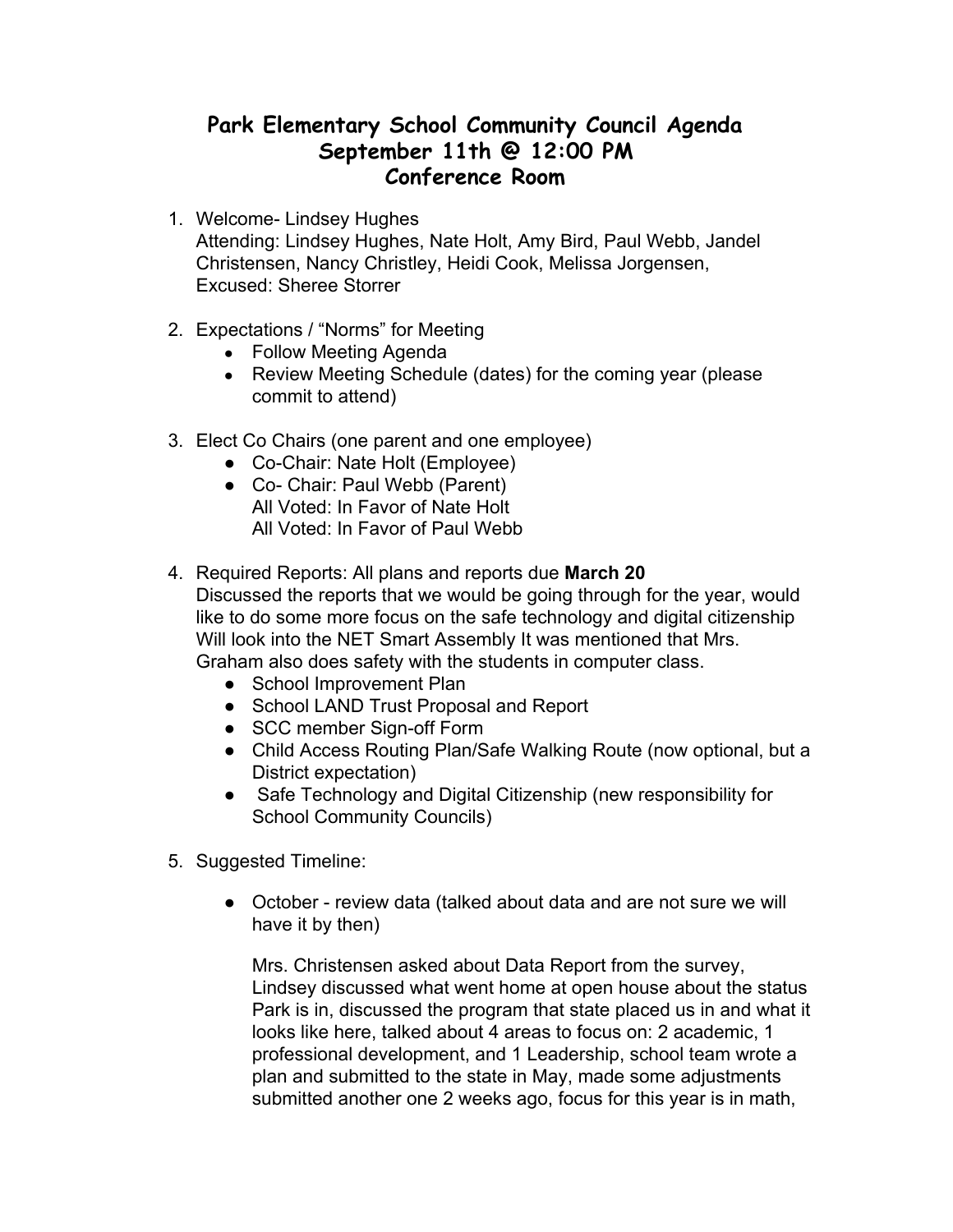# Park Elementary School Community Council Agenda
## September 11th @ 12:00 PM
## Conference Room

1. Welcome- Lindsey Hughes
   Attending: Lindsey Hughes, Nate Holt, Amy Bird, Paul Webb, Jandel Christensen, Nancy Christley, Heidi Cook, Melissa Jorgensen,
   Excused: Sheree Storrer

2. Expectations / "Norms" for Meeting
   - Follow Meeting Agenda
   - Review Meeting Schedule (dates) for the coming year (please commit to attend)

3. Elect Co Chairs (one parent and one employee)
   - Co-Chair: Nate Holt (Employee)
   - Co- Chair: Paul Webb (Parent)
     All Voted: In Favor of Nate Holt
     All Voted: In Favor of Paul Webb

4. Required Reports: All plans and reports due **March 20**
   Discussed the reports that we would be going through for the year, would like to do some more focus on the safe technology and digital citizenship Will look into the NET Smart Assembly It was mentioned that Mrs. Graham also does safety with the students in computer class.
   - School Improvement Plan
   - School LAND Trust Proposal and Report
   - SCC member Sign-off Form
   - Child Access Routing Plan/Safe Walking Route (now optional, but a District expectation)
   - Safe Technology and Digital Citizenship (new responsibility for School Community Councils)

5. Suggested Timeline:

   - October - review data (talked about data and are not sure we will have it by then)

     Mrs. Christensen asked about Data Report from the survey, Lindsey discussed what went home at open house about the status Park is in, discussed the program that state placed us in and what it looks like here, talked about 4 areas to focus on: 2 academic, 1 professional development, and 1 Leadership, school team wrote a plan and submitted to the state in May, made some adjustments submitted another one 2 weeks ago, focus for this year is in math,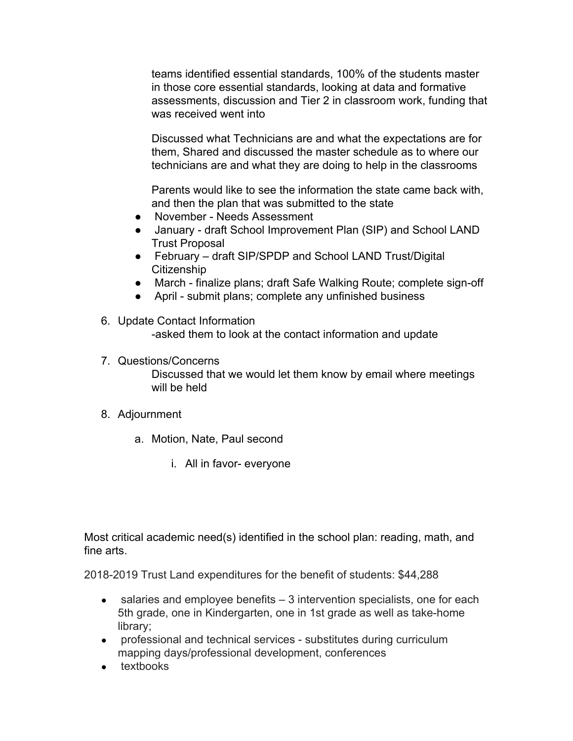teams identified essential standards, 100% of the students master in those core essential standards, looking at data and formative assessments, discussion and Tier 2 in classroom work, funding that was received went into

Discussed what Technicians are and what the expectations are for them, Shared and discussed the master schedule as to where our technicians are and what they are doing to help in the classrooms

Parents would like to see the information the state came back with, and then the plan that was submitted to the state

- November - Needs Assessment
- January - draft School Improvement Plan (SIP) and School LAND Trust Proposal
- February – draft SIP/SPDP and School LAND Trust/Digital Citizenship
- March - finalize plans; draft Safe Walking Route; complete sign-off
- April - submit plans; complete any unfinished business

6. Update Contact Information
   -asked them to look at the contact information and update

7. Questions/Concerns
   Discussed that we would let them know by email where meetings will be held

8. Adjournment
   a. Motion, Nate, Paul second
      i. All in favor- everyone

Most critical academic need(s) identified in the school plan: reading, math, and fine arts.

2018-2019 Trust Land expenditures for the benefit of students: $44,288

- salaries and employee benefits – 3 intervention specialists, one for each 5th grade, one in Kindergarten, one in 1st grade as well as take-home library;
- professional and technical services - substitutes during curriculum mapping days/professional development, conferences
- textbooks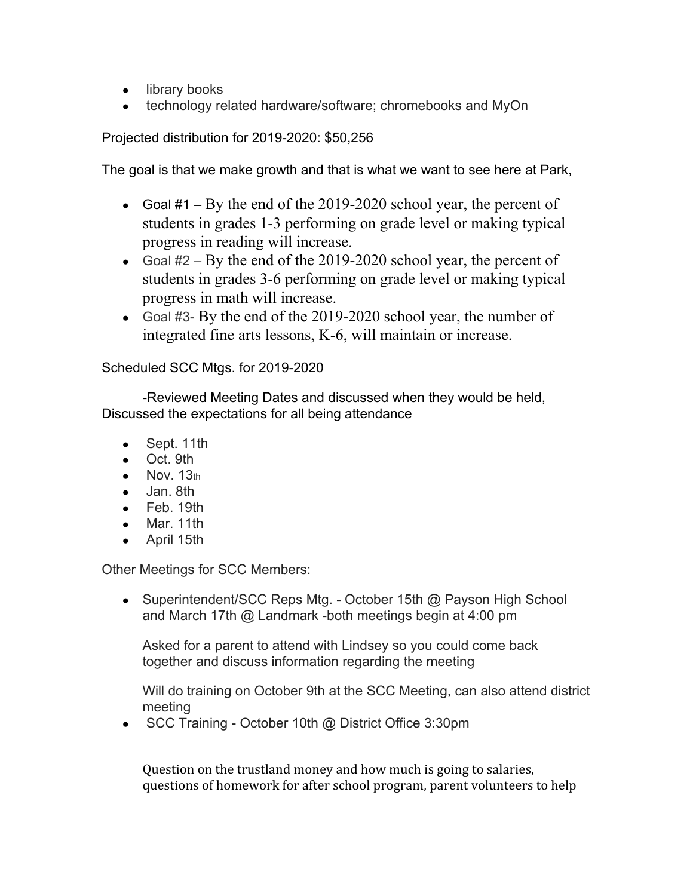- library books
- technology related hardware/software; chromebooks and MyOn

Projected distribution for 2019-2020: $50,256

The goal is that we make growth and that is what we want to see here at Park,

- Goal #1 – By the end of the 2019-2020 school year, the percent of students in grades 1-3 performing on grade level or making typical progress in reading will increase.
- Goal #2 – By the end of the 2019-2020 school year, the percent of students in grades 3-6 performing on grade level or making typical progress in math will increase.
- Goal #3- By the end of the 2019-2020 school year, the number of integrated fine arts lessons, K-6, will maintain or increase.

Scheduled SCC Mtgs. for 2019-2020

-Reviewed Meeting Dates and discussed when they would be held, Discussed the expectations for all being attendance

- Sept. 11th
- Oct. 9th
- Nov. 13th
- Jan. 8th
- Feb. 19th
- Mar. 11th
- April 15th

Other Meetings for SCC Members:

- Superintendent/SCC Reps Mtg. - October 15th @ Payson High School and March 17th @ Landmark -both meetings begin at 4:00 pm

  Asked for a parent to attend with Lindsey so you could come back together and discuss information regarding the meeting

  Will do training on October 9th at the SCC Meeting, can also attend district meeting

- SCC Training - October 10th @ District Office 3:30pm

  Question on the trustland money and how much is going to salaries, questions of homework for after school program, parent volunteers to help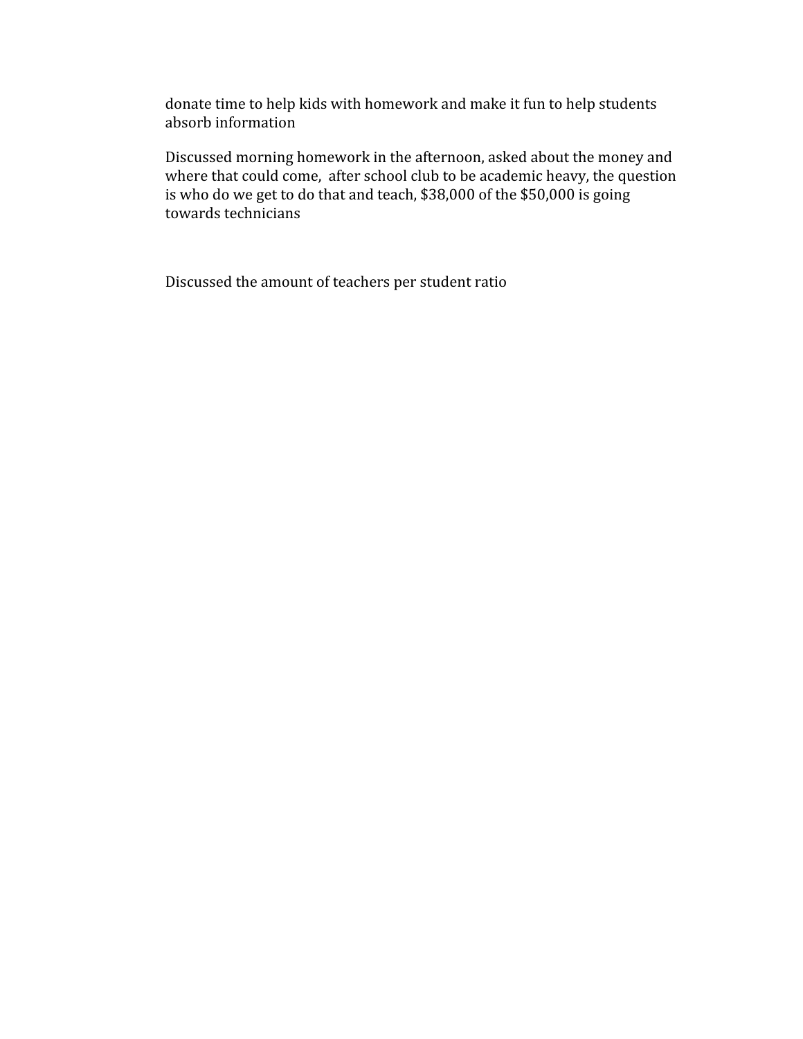donate time to help kids with homework and make it fun to help students absorb information

Discussed morning homework in the afternoon, asked about the money and where that could come, after school club to be academic heavy, the question is who do we get to do that and teach, $38,000 of the $50,000 is going towards technicians

Discussed the amount of teachers per student ratio